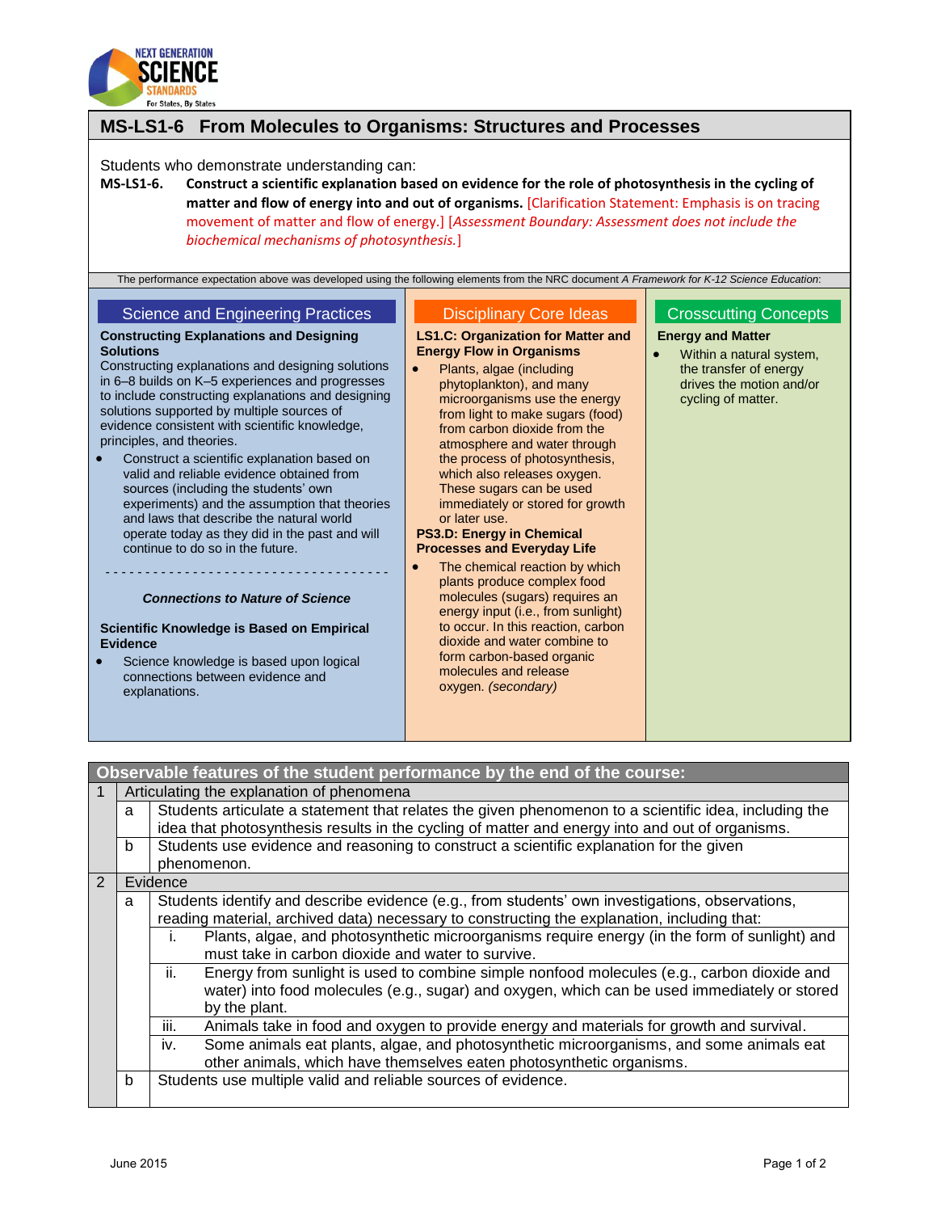# MS-LS1-6 From Molecules to Organisms: Structures and Processes

Students who demonstrate understanding can:

**MS-LS1-6. Construct a scientific explanation based on evidence for the role of photosynthesis in the cycling of matter and flow of energy into and out of organisms.** [Clarification Statement: Emphasis is on tracing movement of matter and flow of energy.] [*Assessment Boundary: Assessment does not include the biochemical mechanisms of photosynthesis.*]

The performance expectation above was developed using the following elements from the NRC document *A Framework for K-12 Science Education*:

## Science and Engineering Practices

**Constructing Explanations and Designing Solutions**

Constructing explanations and designing solutions in 6–8 builds on K–5 experiences and progresses to include constructing explanations and designing solutions supported by multiple sources of evidence consistent with scientific knowledge, principles, and theories.

- Construct a scientific explanation based on valid and reliable evidence obtained from sources (including the students' own experiments) and the assumption that theories and laws that describe the natural world operate today as they did in the past and will continue to do so in the future.

---

***Connections to Nature of Science***

**Scientific Knowledge is Based on Empirical Evidence**

- Science knowledge is based upon logical connections between evidence and explanations.

## Disciplinary Core Ideas

**LS1.C: Organization for Matter and Energy Flow in Organisms**

- Plants, algae (including phytoplankton), and many microorganisms use the energy from light to make sugars (food) from carbon dioxide from the atmosphere and water through the process of photosynthesis, which also releases oxygen. These sugars can be used immediately or stored for growth or later use.

**PS3.D: Energy in Chemical Processes and Everyday Life**

- The chemical reaction by which plants produce complex food molecules (sugars) requires an energy input (i.e., from sunlight) to occur. In this reaction, carbon dioxide and water combine to form carbon-based organic molecules and release oxygen. *(secondary)*

## Crosscutting Concepts

**Energy and Matter**

- Within a natural system, the transfer of energy drives the motion and/or cycling of matter.

## Observable features of the student performance by the end of the course:

| | | | |
|---|---|---|---|
| 1 | Articulating the explanation of phenomena | | |
| | a | Students articulate a statement that relates the given phenomenon to a scientific idea, including the idea that photosynthesis results in the cycling of matter and energy into and out of organisms. | |
| | b | Students use evidence and reasoning to construct a scientific explanation for the given phenomenon. | |
| 2 | Evidence | | |
| | a | Students identify and describe evidence (e.g., from students' own investigations, observations, reading material, archived data) necessary to constructing the explanation, including that: | |
| | | i. | Plants, algae, and photosynthetic microorganisms require energy (in the form of sunlight) and must take in carbon dioxide and water to survive. |
| | | ii. | Energy from sunlight is used to combine simple nonfood molecules (e.g., carbon dioxide and water) into food molecules (e.g., sugar) and oxygen, which can be used immediately or stored by the plant. |
| | | iii. | Animals take in food and oxygen to provide energy and materials for growth and survival. |
| | | iv. | Some animals eat plants, algae, and photosynthetic microorganisms, and some animals eat other animals, which have themselves eaten photosynthetic organisms. |
| | b | Students use multiple valid and reliable sources of evidence. | |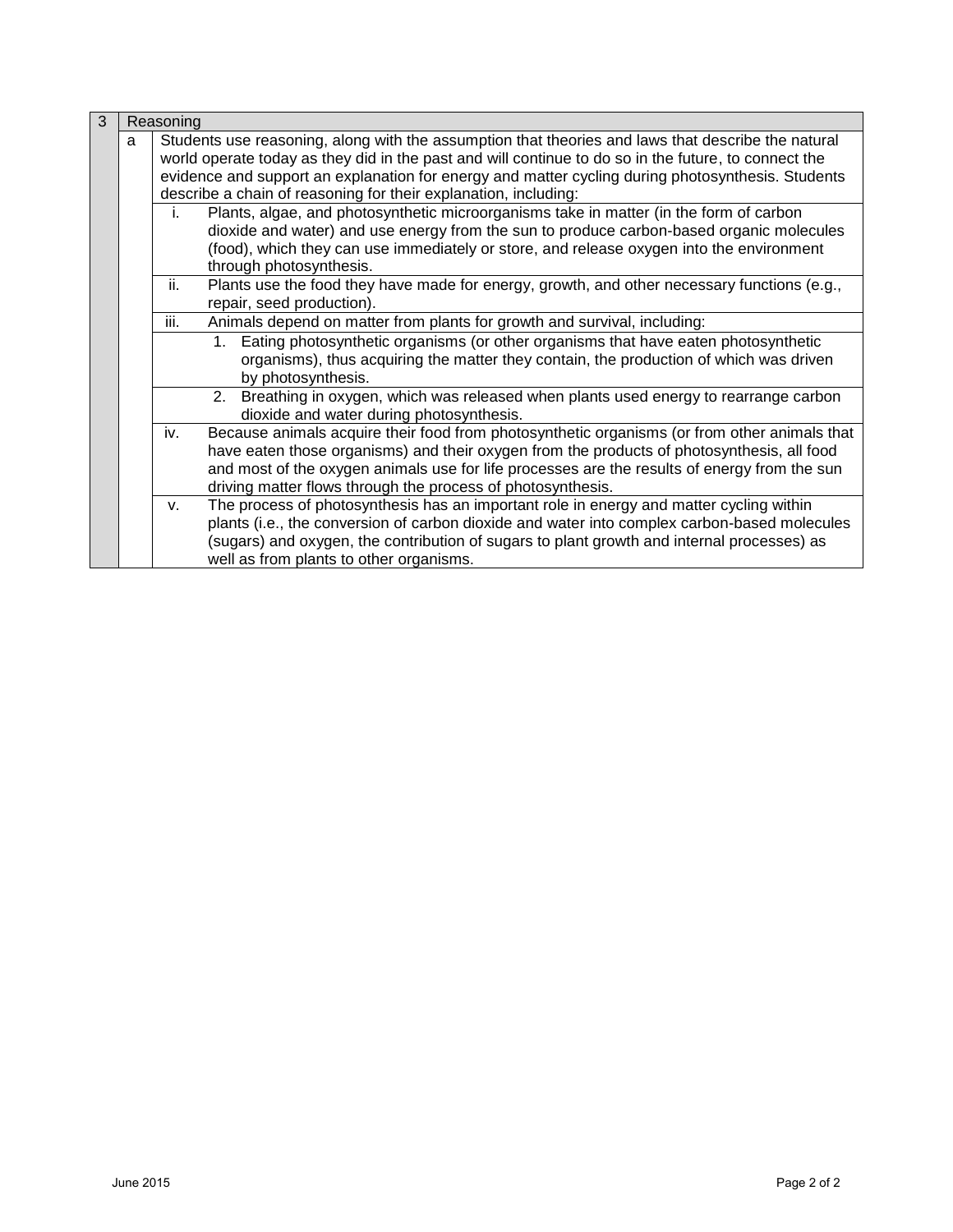| | | | |
|---|---|---|---|
| 3 | Reasoning | | |
| | a | Students use reasoning, along with the assumption that theories and laws that describe the natural world operate today as they did in the past and will continue to do so in the future, to connect the evidence and support an explanation for energy and matter cycling during photosynthesis. Students describe a chain of reasoning for their explanation, including: | |
| | | i. | Plants, algae, and photosynthetic microorganisms take in matter (in the form of carbon dioxide and water) and use energy from the sun to produce carbon-based organic molecules (food), which they can use immediately or store, and release oxygen into the environment through photosynthesis. |
| | | ii. | Plants use the food they have made for energy, growth, and other necessary functions (e.g., repair, seed production). |
| | | iii. | Animals depend on matter from plants for growth and survival, including: |
| | | | 1. Eating photosynthetic organisms (or other organisms that have eaten photosynthetic organisms), thus acquiring the matter they contain, the production of which was driven by photosynthesis. |
| | | | 2. Breathing in oxygen, which was released when plants used energy to rearrange carbon dioxide and water during photosynthesis. |
| | | iv. | Because animals acquire their food from photosynthetic organisms (or from other animals that have eaten those organisms) and their oxygen from the products of photosynthesis, all food and most of the oxygen animals use for life processes are the results of energy from the sun driving matter flows through the process of photosynthesis. |
| | | v. | The process of photosynthesis has an important role in energy and matter cycling within plants (i.e., the conversion of carbon dioxide and water into complex carbon-based molecules (sugars) and oxygen, the contribution of sugars to plant growth and internal processes) as well as from plants to other organisms. |

June 2015